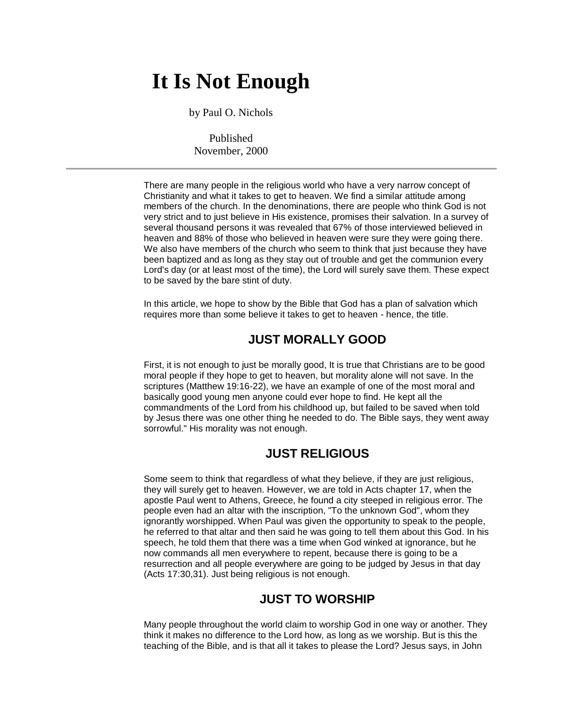# It Is Not Enough

by Paul O. Nichols

Published
November, 2000

---

There are many people in the religious world who have a very narrow concept of Christianity and what it takes to get to heaven. We find a similar attitude among members of the church. In the denominations, there are people who think God is not very strict and to just believe in His existence, promises their salvation. In a survey of several thousand persons it was revealed that 67% of those interviewed believed in heaven and 88% of those who believed in heaven were sure they were going there. We also have members of the church who seem to think that just because they have been baptized and as long as they stay out of trouble and get the communion every Lord's day (or at least most of the time), the Lord will surely save them. These expect to be saved by the bare stint of duty.

In this article, we hope to show by the Bible that God has a plan of salvation which requires more than some believe it takes to get to heaven - hence, the title.

## JUST MORALLY GOOD

First, it is not enough to just be morally good, It is true that Christians are to be good moral people if they hope to get to heaven, but morality alone will not save. In the scriptures (Matthew 19:16-22), we have an example of one of the most moral and basically good young men anyone could ever hope to find. He kept all the commandments of the Lord from his childhood up, but failed to be saved when told by Jesus there was one other thing he needed to do. The Bible says, they went away sorrowful." His morality was not enough.

## JUST RELIGIOUS

Some seem to think that regardless of what they believe, if they are just religious, they will surely get to heaven. However, we are told in Acts chapter 17, when the apostle Paul went to Athens, Greece, he found a city steeped in religious error. The people even had an altar with the inscription, "To the unknown God", whom they ignorantly worshipped. When Paul was given the opportunity to speak to the people, he referred to that altar and then said he was going to tell them about this God. In his speech, he told them that there was a time when God winked at ignorance, but he now commands all men everywhere to repent, because there is going to be a resurrection and all people everywhere are going to be judged by Jesus in that day (Acts 17:30,31). Just being religious is not enough.

## JUST TO WORSHIP

Many people throughout the world claim to worship God in one way or another. They think it makes no difference to the Lord how, as long as we worship. But is this the teaching of the Bible, and is that all it takes to please the Lord? Jesus says, in John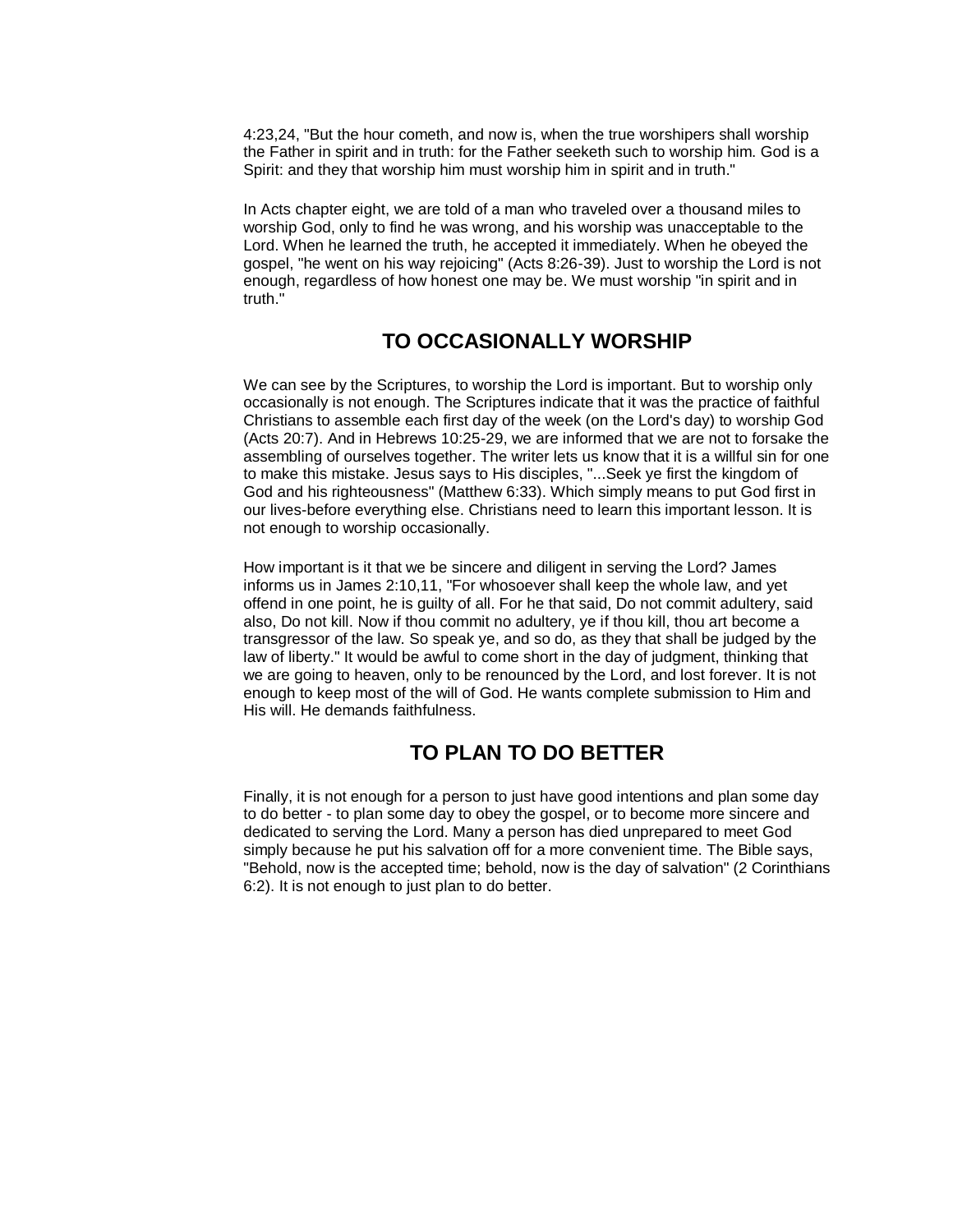4:23,24, "But the hour cometh, and now is, when the true worshipers shall worship the Father in spirit and in truth: for the Father seeketh such to worship him. God is a Spirit: and they that worship him must worship him in spirit and in truth."

In Acts chapter eight, we are told of a man who traveled over a thousand miles to worship God, only to find he was wrong, and his worship was unacceptable to the Lord. When he learned the truth, he accepted it immediately. When he obeyed the gospel, "he went on his way rejoicing" (Acts 8:26-39). Just to worship the Lord is not enough, regardless of how honest one may be. We must worship "in spirit and in truth."

## TO OCCASIONALLY WORSHIP

We can see by the Scriptures, to worship the Lord is important. But to worship only occasionally is not enough. The Scriptures indicate that it was the practice of faithful Christians to assemble each first day of the week (on the Lord's day) to worship God (Acts 20:7). And in Hebrews 10:25-29, we are informed that we are not to forsake the assembling of ourselves together. The writer lets us know that it is a willful sin for one to make this mistake. Jesus says to His disciples, "...Seek ye first the kingdom of God and his righteousness" (Matthew 6:33). Which simply means to put God first in our lives-before everything else. Christians need to learn this important lesson. It is not enough to worship occasionally.

How important is it that we be sincere and diligent in serving the Lord? James informs us in James 2:10,11, "For whosoever shall keep the whole law, and yet offend in one point, he is guilty of all. For he that said, Do not commit adultery, said also, Do not kill. Now if thou commit no adultery, ye if thou kill, thou art become a transgressor of the law. So speak ye, and so do, as they that shall be judged by the law of liberty." It would be awful to come short in the day of judgment, thinking that we are going to heaven, only to be renounced by the Lord, and lost forever. It is not enough to keep most of the will of God. He wants complete submission to Him and His will. He demands faithfulness.

## TO PLAN TO DO BETTER

Finally, it is not enough for a person to just have good intentions and plan some day to do better - to plan some day to obey the gospel, or to become more sincere and dedicated to serving the Lord. Many a person has died unprepared to meet God simply because he put his salvation off for a more convenient time. The Bible says, "Behold, now is the accepted time; behold, now is the day of salvation" (2 Corinthians 6:2). It is not enough to just plan to do better.